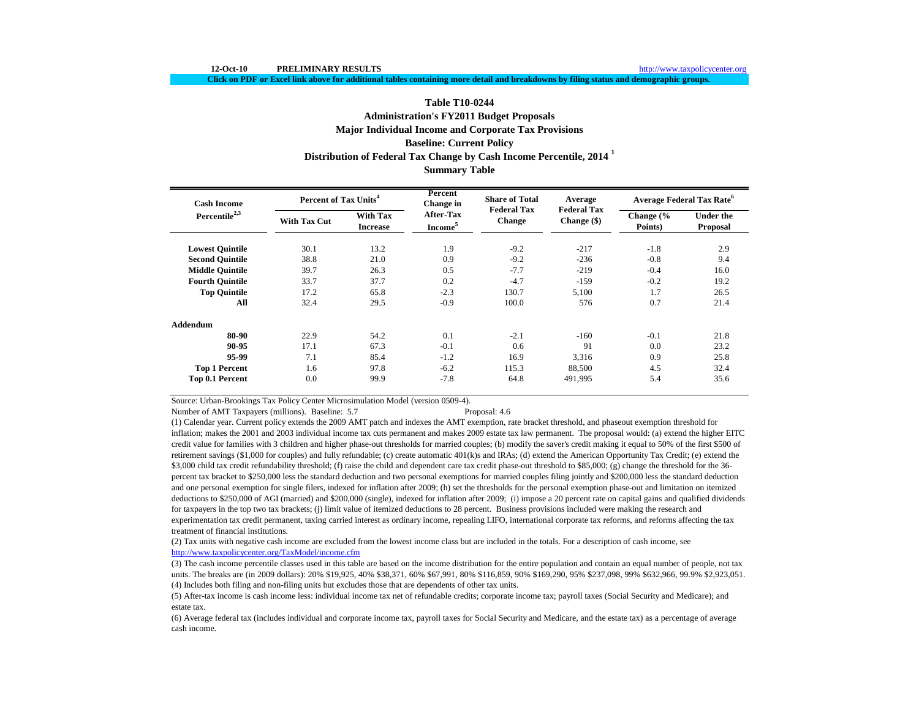12-Oct-10 **PRELIMINARY RESULTS** http://www.taxpolicycenter.org

**Click on PDF or Excel link above for additional tables containing more detail and breakdowns by filing status and demographic groups.**

## Table T10-0244
## Administration's FY2011 Budget Proposals
## Major Individual Income and Corporate Tax Provisions
## Baseline: Current Policy
## Distribution of Federal Tax Change by Cash Income Percentile, 2014 [1]
## Summary Table

| Cash Income Percentile[2,3] | Percent of Tax Units[4] | | Percent Change in After-Tax Income[5] | Share of Total Federal Tax Change | Average Federal Tax Change ($) | Average Federal Tax Rate[6] | |
|---|---|---|---|---|---|---|---|
| | With Tax Cut | With Tax Increase | | | | Change (% Points) | Under the Proposal |
| **Lowest Quintile** | 30.1 | 13.2 | 1.9 | -9.2 | -217 | -1.8 | 2.9 |
| **Second Quintile** | 38.8 | 21.0 | 0.9 | -9.2 | -236 | -0.8 | 9.4 |
| **Middle Quintile** | 39.7 | 26.3 | 0.5 | -7.7 | -219 | -0.4 | 16.0 |
| **Fourth Quintile** | 33.7 | 37.7 | 0.2 | -4.7 | -159 | -0.2 | 19.2 |
| **Top Quintile** | 17.2 | 65.8 | -2.3 | 130.7 | 5,100 | 1.7 | 26.5 |
| **All** | 32.4 | 29.5 | -0.9 | 100.0 | 576 | 0.7 | 21.4 |
| **Addendum** | | | | | | | |
| **80-90** | 22.9 | 54.2 | 0.1 | -2.1 | -160 | -0.1 | 21.8 |
| **90-95** | 17.1 | 67.3 | -0.1 | 0.6 | 91 | 0.0 | 23.2 |
| **95-99** | 7.1 | 85.4 | -1.2 | 16.9 | 3,316 | 0.9 | 25.8 |
| **Top 1 Percent** | 1.6 | 97.8 | -6.2 | 115.3 | 88,500 | 4.5 | 32.4 |
| **Top 0.1 Percent** | 0.0 | 99.9 | -7.8 | 64.8 | 491,995 | 5.4 | 35.6 |

Source: Urban-Brookings Tax Policy Center Microsimulation Model (version 0509-4).

Number of AMT Taxpayers (millions). Baseline: 5.7 Proposal: 4.6

(1) Calendar year. Current policy extends the 2009 AMT patch and indexes the AMT exemption, rate bracket threshold, and phaseout exemption threshold for inflation; makes the 2001 and 2003 individual income tax cuts permanent and makes 2009 estate tax law permanent. The proposal would: (a) extend the higher EITC credit value for families with 3 children and higher phase-out thresholds for married couples; (b) modify the saver's credit making it equal to 50% of the first $500 of retirement savings ($1,000 for couples) and fully refundable; (c) create automatic 401(k)s and IRAs; (d) extend the American Opportunity Tax Credit; (e) extend the $3,000 child tax credit refundability threshold; (f) raise the child and dependent care tax credit phase-out threshold to $85,000; (g) change the threshold for the 36-percent tax bracket to $250,000 less the standard deduction and two personal exemptions for married couples filing jointly and $200,000 less the standard deduction and one personal exemption for single filers, indexed for inflation after 2009; (h) set the thresholds for the personal exemption phase-out and limitation on itemized deductions to $250,000 of AGI (married) and $200,000 (single), indexed for inflation after 2009; (i) impose a 20 percent rate on capital gains and qualified dividends for taxpayers in the top two tax brackets; (j) limit value of itemized deductions to 28 percent. Business provisions included were making the research and experimentation tax credit permanent, taxing carried interest as ordinary income, repealing LIFO, international corporate tax reforms, and reforms affecting the tax treatment of financial institutions.

(2) Tax units with negative cash income are excluded from the lowest income class but are included in the totals. For a description of cash income, see http://www.taxpolicycenter.org/TaxModel/income.cfm

(3) The cash income percentile classes used in this table are based on the income distribution for the entire population and contain an equal number of people, not tax units. The breaks are (in 2009 dollars): 20% $19,925, 40% $38,371, 60% $67,991, 80% $116,859, 90% $169,290, 95% $237,098, 99% $632,966, 99.9% $2,923,051.

(4) Includes both filing and non-filing units but excludes those that are dependents of other tax units.

(5) After-tax income is cash income less: individual income tax net of refundable credits; corporate income tax; payroll taxes (Social Security and Medicare); and estate tax.

(6) Average federal tax (includes individual and corporate income tax, payroll taxes for Social Security and Medicare, and the estate tax) as a percentage of average cash income.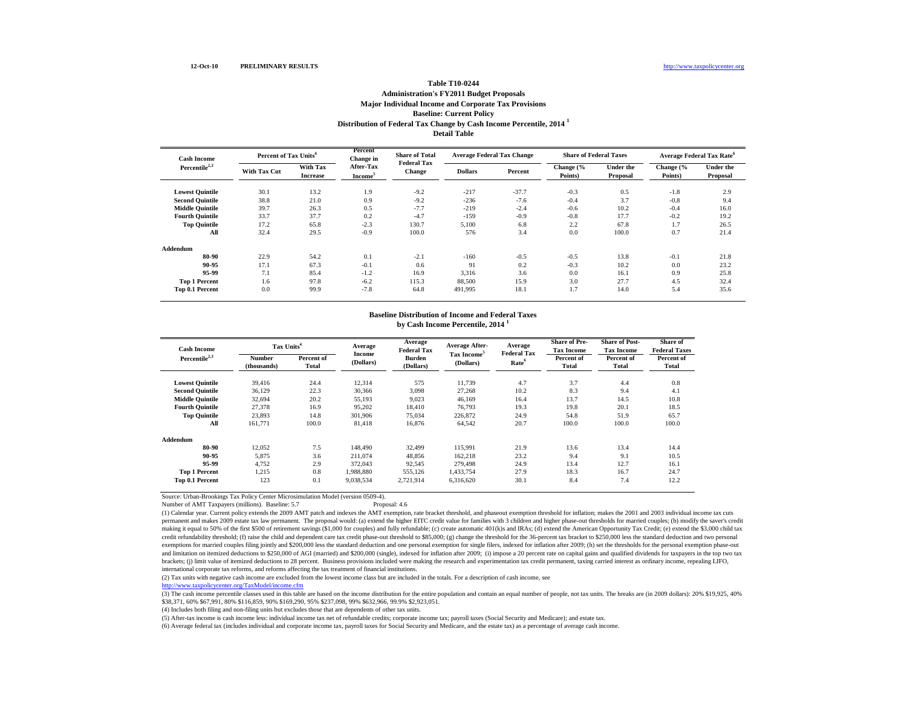12-Oct-10 **PRELIMINARY RESULTS** http://www.taxpolicycenter.org

**Table T10-0244**
**Administration's FY2011 Budget Proposals**
**Major Individual Income and Corporate Tax Provisions**
**Baseline: Current Policy**
**Distribution of Federal Tax Change by Cash Income Percentile, 2014 [1]**
**Detail Table**

| Cash Income Percentile[2,3] | Percent of Tax Units[4] | | Percent Change in After-Tax Income[5] | Share of Total Federal Tax Change | Average Federal Tax Change | | Share of Federal Taxes | | Average Federal Tax Rate[6] | |
|---|---|---|---|---|---|---|---|---|---|---|
| | With Tax Cut | With Tax Increase | | | Dollars | Percent | Change (% Points) | Under the Proposal | Change (% Points) | Under the Proposal |
| Lowest Quintile | 30.1 | 13.2 | 1.9 | -9.2 | -217 | -37.7 | -0.3 | 0.5 | -1.8 | 2.9 |
| Second Quintile | 38.8 | 21.0 | 0.9 | -9.2 | -236 | -7.6 | -0.4 | 3.7 | -0.8 | 9.4 |
| Middle Quintile | 39.7 | 26.3 | 0.5 | -7.7 | -219 | -2.4 | -0.6 | 10.2 | -0.4 | 16.0 |
| Fourth Quintile | 33.7 | 37.7 | 0.2 | -4.7 | -159 | -0.9 | -0.8 | 17.7 | -0.2 | 19.2 |
| Top Quintile | 17.2 | 65.8 | -2.3 | 130.7 | 5,100 | 6.8 | 2.2 | 67.8 | 1.7 | 26.5 |
| All | 32.4 | 29.5 | -0.9 | 100.0 | 576 | 3.4 | 0.0 | 100.0 | 0.7 | 21.4 |
| **Addendum** | | | | | | | | | | |
| 80-90 | 22.9 | 54.2 | 0.1 | -2.1 | -160 | -0.5 | -0.5 | 13.8 | -0.1 | 21.8 |
| 90-95 | 17.1 | 67.3 | -0.1 | 0.6 | 91 | 0.2 | -0.3 | 10.2 | 0.0 | 23.2 |
| 95-99 | 7.1 | 85.4 | -1.2 | 16.9 | 3,316 | 3.6 | 0.0 | 16.1 | 0.9 | 25.8 |
| Top 1 Percent | 1.6 | 97.8 | -6.2 | 115.3 | 88,500 | 15.9 | 3.0 | 27.7 | 4.5 | 32.4 |
| Top 0.1 Percent | 0.0 | 99.9 | -7.8 | 64.8 | 491,995 | 18.1 | 1.7 | 14.0 | 5.4 | 35.6 |

**Baseline Distribution of Income and Federal Taxes**
**by Cash Income Percentile, 2014 [1]**

| Cash Income Percentile[2,3] | Tax Units[4] | | Average Income (Dollars) | Average Federal Tax Burden (Dollars) | Average After-Tax Income[5] (Dollars) | Average Federal Tax Rate[6] | Share of Pre-Tax Income | Share of Post-Tax Income | Share of Federal Taxes |
|---|---|---|---|---|---|---|---|---|---|
| | Number (thousands) | Percent of Total | | | | | Percent of Total | Percent of Total | Percent of Total |
| Lowest Quintile | 39,416 | 24.4 | 12,314 | 575 | 11,739 | 4.7 | 3.7 | 4.4 | 0.8 |
| Second Quintile | 36,129 | 22.3 | 30,366 | 3,098 | 27,268 | 10.2 | 8.3 | 9.4 | 4.1 |
| Middle Quintile | 32,694 | 20.2 | 55,193 | 9,023 | 46,169 | 16.4 | 13.7 | 14.5 | 10.8 |
| Fourth Quintile | 27,378 | 16.9 | 95,202 | 18,410 | 76,793 | 19.3 | 19.8 | 20.1 | 18.5 |
| Top Quintile | 23,893 | 14.8 | 301,906 | 75,034 | 226,872 | 24.9 | 54.8 | 51.9 | 65.7 |
| All | 161,771 | 100.0 | 81,418 | 16,876 | 64,542 | 20.7 | 100.0 | 100.0 | 100.0 |
| **Addendum** | | | | | | | | | |
| 80-90 | 12,052 | 7.5 | 148,490 | 32,499 | 115,991 | 21.9 | 13.6 | 13.4 | 14.4 |
| 90-95 | 5,875 | 3.6 | 211,074 | 48,856 | 162,218 | 23.2 | 9.4 | 9.1 | 10.5 |
| 95-99 | 4,752 | 2.9 | 372,043 | 92,545 | 279,498 | 24.9 | 13.4 | 12.7 | 16.1 |
| Top 1 Percent | 1,215 | 0.8 | 1,988,880 | 555,126 | 1,433,754 | 27.9 | 18.3 | 16.7 | 24.7 |
| Top 0.1 Percent | 123 | 0.1 | 9,038,534 | 2,721,914 | 6,316,620 | 30.1 | 8.4 | 7.4 | 12.2 |

Source: Urban-Brookings Tax Policy Center Microsimulation Model (version 0509-4).

Number of AMT Taxpayers (millions). Baseline: 5.7 Proposal: 4.6

(1) Calendar year. Current policy extends the 2009 AMT patch and indexes the AMT exemption, rate bracket threshold, and phaseout exemption threshold for inflation; makes the 2001 and 2003 individual income tax cuts permanent and makes 2009 estate tax law permanent. The proposal would: (a) extend the higher EITC credit value for families with 3 children and higher phase-out thresholds for married couples; (b) modify the saver's credit making it equal to 50% of the first $500 of retirement savings ($1,000 for couples) and fully refundable; (c) create automatic 401(k)s and IRAs; (d) extend the American Opportunity Tax Credit; (e) extend the $3,000 child tax credit refundability threshold; (f) raise the child and dependent care tax credit phase-out threshold to $85,000; (g) change the threshold for the 36-percent tax bracket to $250,000 less the standard deduction and two personal exemptions for married couples filing jointly and $200,000 less the standard deduction and one personal exemption for single filers, indexed for inflation after 2009; (h) set the thresholds for the personal exemption phase-out and limitation on itemized deductions to $250,000 of AGI (married) and $200,000 (single), indexed for inflation after 2009; (i) impose a 20 percent rate on capital gains and qualified dividends for taxpayers in the top two tax brackets; (j) limit value of itemized deductions to 28 percent. Business provisions included were making the research and experimentation tax credit permanent, taxing carried interest as ordinary income, repealing LIFO, international corporate tax reforms, and reforms affecting the tax treatment of financial institutions.

(2) Tax units with negative cash income are excluded from the lowest income class but are included in the totals. For a description of cash income, see http://www.taxpolicycenter.org/TaxModel/income.cfm

(3) The cash income percentile classes used in this table are based on the income distribution for the entire population and contain an equal number of people, not tax units. The breaks are (in 2009 dollars): 20% $19,925, 40% $38,371, 60% $67,991, 80% $116,859, 90% $169,290, 95% $237,098, 99% $632,966, 99.9% $2,923,051.

(4) Includes both filing and non-filing units but excludes those that are dependents of other tax units.

(5) After-tax income is cash income less: individual income tax net of refundable credits; corporate income tax; payroll taxes (Social Security and Medicare); and estate tax.

(6) Average federal tax (includes individual and corporate income tax, payroll taxes for Social Security and Medicare, and the estate tax) as a percentage of average cash income.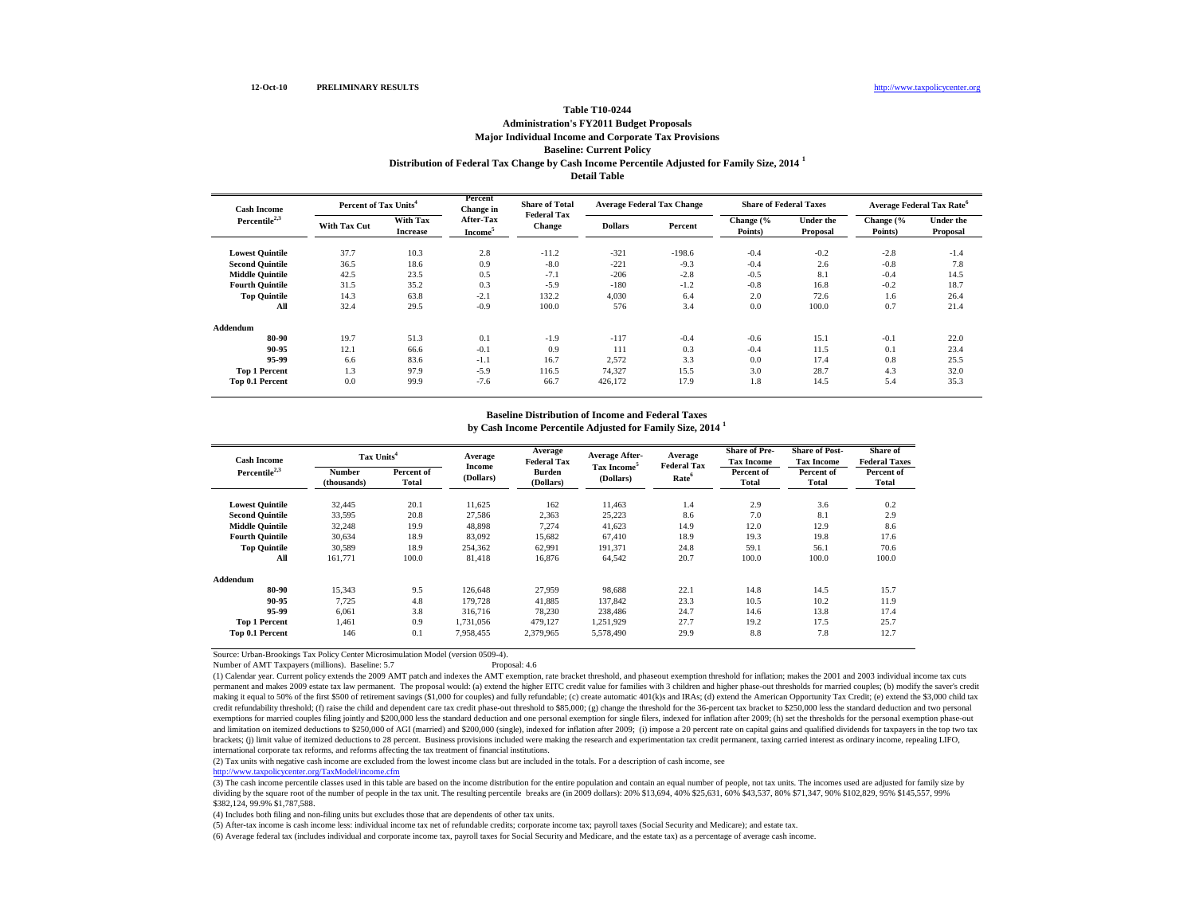12-Oct-10 PRELIMINARY RESULTS http://www.taxpolicycenter.org

**Table T10-0244**
**Administration's FY2011 Budget Proposals**
**Major Individual Income and Corporate Tax Provisions**
**Baseline: Current Policy**
**Distribution of Federal Tax Change by Cash Income Percentile Adjusted for Family Size, 2014 [1]**
**Detail Table**

| Cash Income Percentile[2,3] | Percent of Tax Units[4] | | Percent Change in After-Tax Income[5] | Share of Total Federal Tax Change | Average Federal Tax Change | | Share of Federal Taxes | | Average Federal Tax Rate[6] | |
|---|---|---|---|---|---|---|---|---|---|---|
| | With Tax Cut | With Tax Increase | | | Dollars | Percent | Change (% Points) | Under the Proposal | Change (% Points) | Under the Proposal |
| **Lowest Quintile** | 37.7 | 10.3 | 2.8 | -11.2 | -321 | -198.6 | -0.4 | -0.2 | -2.8 | -1.4 |
| **Second Quintile** | 36.5 | 18.6 | 0.9 | -8.0 | -221 | -9.3 | -0.4 | 2.6 | -0.8 | 7.8 |
| **Middle Quintile** | 42.5 | 23.5 | 0.5 | -7.1 | -206 | -2.8 | -0.5 | 8.1 | -0.4 | 14.5 |
| **Fourth Quintile** | 31.5 | 35.2 | 0.3 | -5.9 | -180 | -1.2 | -0.8 | 16.8 | -0.2 | 18.7 |
| **Top Quintile** | 14.3 | 63.8 | -2.1 | 132.2 | 4,030 | 6.4 | 2.0 | 72.6 | 1.6 | 26.4 |
| **All** | 32.4 | 29.5 | -0.9 | 100.0 | 576 | 3.4 | 0.0 | 100.0 | 0.7 | 21.4 |
| **Addendum** | | | | | | | | | | |
| **80-90** | 19.7 | 51.3 | 0.1 | -1.9 | -117 | -0.4 | -0.6 | 15.1 | -0.1 | 22.0 |
| **90-95** | 12.1 | 66.6 | -0.1 | 0.9 | 111 | 0.3 | -0.4 | 11.5 | 0.1 | 23.4 |
| **95-99** | 6.6 | 83.6 | -1.1 | 16.7 | 2,572 | 3.3 | 0.0 | 17.4 | 0.8 | 25.5 |
| **Top 1 Percent** | 1.3 | 97.9 | -5.9 | 116.5 | 74,327 | 15.5 | 3.0 | 28.7 | 4.3 | 32.0 |
| **Top 0.1 Percent** | 0.0 | 99.9 | -7.6 | 66.7 | 426,172 | 17.9 | 1.8 | 14.5 | 5.4 | 35.3 |

**Baseline Distribution of Income and Federal Taxes**
**by Cash Income Percentile Adjusted for Family Size, 2014 [1]**

| Cash Income Percentile[2,3] | Tax Units[4] | | Average Income (Dollars) | Average Federal Tax Burden (Dollars) | Average After-Tax Income[5] (Dollars) | Average Federal Tax Rate[6] | Share of Pre-Tax Income | Share of Post-Tax Income | Share of Federal Taxes |
|---|---|---|---|---|---|---|---|---|---|
| | Number (thousands) | Percent of Total | | | | | Percent of Total | Percent of Total | Percent of Total |
| **Lowest Quintile** | 32,445 | 20.1 | 11,625 | 162 | 11,463 | 1.4 | 2.9 | 3.6 | 0.2 |
| **Second Quintile** | 33,595 | 20.8 | 27,586 | 2,363 | 25,223 | 8.6 | 7.0 | 8.1 | 2.9 |
| **Middle Quintile** | 32,248 | 19.9 | 48,898 | 7,274 | 41,623 | 14.9 | 12.0 | 12.9 | 8.6 |
| **Fourth Quintile** | 30,634 | 18.9 | 83,092 | 15,682 | 67,410 | 18.9 | 19.3 | 19.8 | 17.6 |
| **Top Quintile** | 30,589 | 18.9 | 254,362 | 62,991 | 191,371 | 24.8 | 59.1 | 56.1 | 70.6 |
| **All** | 161,771 | 100.0 | 81,418 | 16,876 | 64,542 | 20.7 | 100.0 | 100.0 | 100.0 |
| **Addendum** | | | | | | | | | |
| **80-90** | 15,343 | 9.5 | 126,648 | 27,959 | 98,688 | 22.1 | 14.8 | 14.5 | 15.7 |
| **90-95** | 7,725 | 4.8 | 179,728 | 41,885 | 137,842 | 23.3 | 10.5 | 10.2 | 11.9 |
| **95-99** | 6,061 | 3.8 | 316,716 | 78,230 | 238,486 | 24.7 | 14.6 | 13.8 | 17.4 |
| **Top 1 Percent** | 1,461 | 0.9 | 1,731,056 | 479,127 | 1,251,929 | 27.7 | 19.2 | 17.5 | 25.7 |
| **Top 0.1 Percent** | 146 | 0.1 | 7,958,455 | 2,379,965 | 5,578,490 | 29.9 | 8.8 | 7.8 | 12.7 |

Source: Urban-Brookings Tax Policy Center Microsimulation Model (version 0509-4).

Number of AMT Taxpayers (millions). Baseline: 5.7 Proposal: 4.6

(1) Calendar year. Current policy extends the 2009 AMT patch and indexes the AMT exemption, rate bracket threshold, and phaseout exemption threshold for inflation; makes the 2001 and 2003 individual income tax cuts permanent and makes 2009 estate tax law permanent. The proposal would: (a) extend the higher EITC credit value for families with 3 children and higher phase-out thresholds for married couples; (b) modify the saver's credit making it equal to 50% of the first $500 of retirement savings ($1,000 for couples) and fully refundable; (c) create automatic 401(k)s and IRAs; (d) extend the American Opportunity Tax Credit; (e) extend the $3,000 child tax credit refundability threshold; (f) raise the child and dependent care tax credit phase-out threshold to $85,000; (g) change the threshold for the 36-percent tax bracket to $250,000 less the standard deduction and two personal exemptions for married couples filing jointly and $200,000 less the standard deduction and one personal exemption for single filers, indexed for inflation after 2009; (h) set the thresholds for the personal exemption phase-out and limitation on itemized deductions to $250,000 of AGI (married) and $200,000 (single), indexed for inflation after 2009; (i) impose a 20 percent rate on capital gains and qualified dividends for taxpayers in the top two tax brackets; (j) limit value of itemized deductions to 28 percent. Business provisions included were making the research and experimentation tax credit permanent, taxing carried interest as ordinary income, repealing LIFO, international corporate tax reforms, and reforms affecting the tax treatment of financial institutions.

(2) Tax units with negative cash income are excluded from the lowest income class but are included in the totals. For a description of cash income, see http://www.taxpolicycenter.org/TaxModel/income.cfm

(3) The cash income percentile classes used in this table are based on the income distribution for the entire population and contain an equal number of people, not tax units. The incomes used are adjusted for family size by dividing by the square root of the number of people in the tax unit. The resulting percentile breaks are (in 2009 dollars): 20% $13,694, 40% $25,631, 60% $43,537, 80% $71,347, 90% $102,829, 95% $145,557, 99% $382,124, 99.9% $1,787,588.

(4) Includes both filing and non-filing units but excludes those that are dependents of other tax units.

(5) After-tax income is cash income less: individual income tax net of refundable credits; corporate income tax; payroll taxes (Social Security and Medicare); and estate tax.

(6) Average federal tax (includes individual and corporate income tax, payroll taxes for Social Security and Medicare, and the estate tax) as a percentage of average cash income.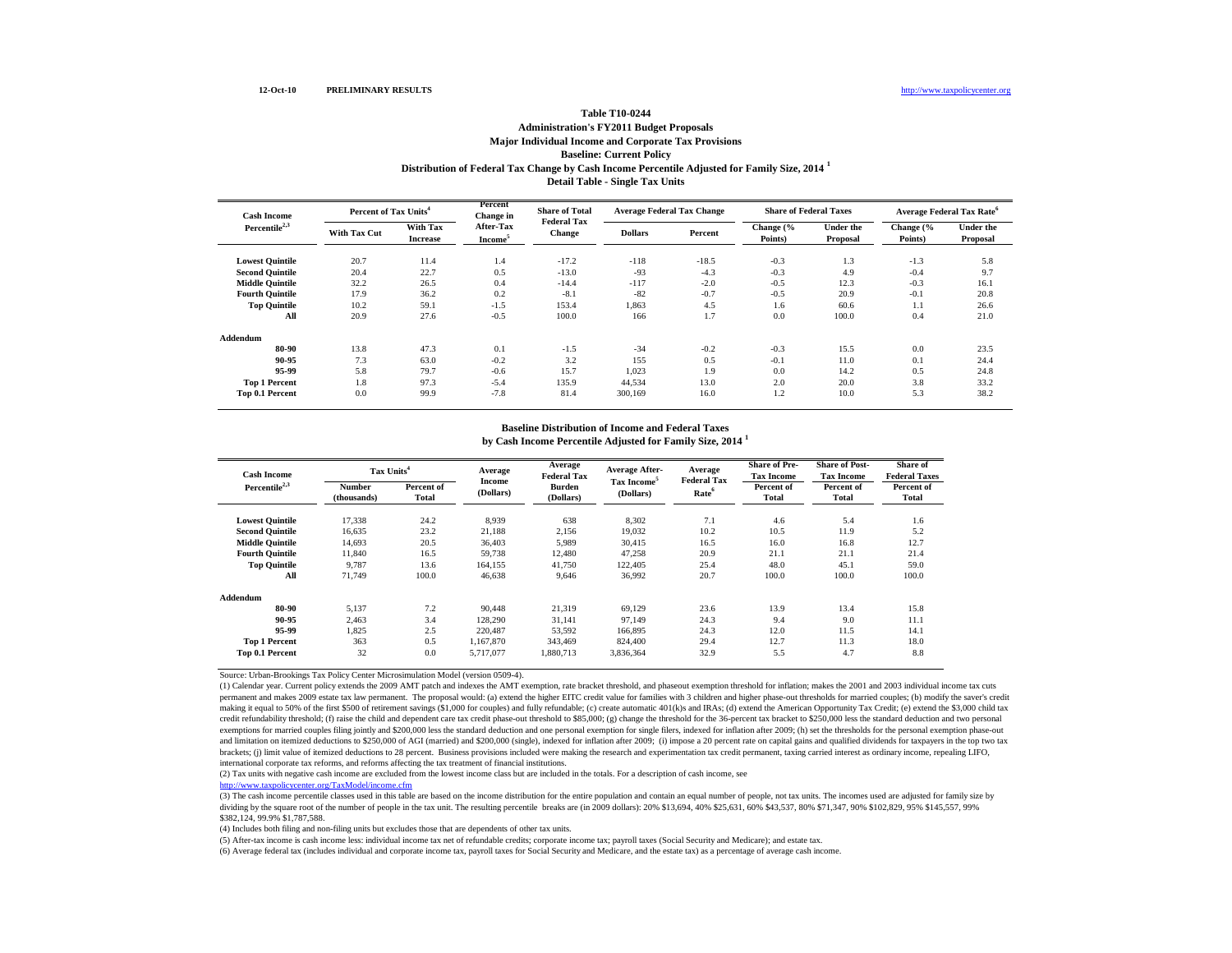12-Oct-10 PRELIMINARY RESULTS http://www.taxpolicycenter.org

**Table T10-0244**

**Administration's FY2011 Budget Proposals**

**Major Individual Income and Corporate Tax Provisions**

**Baseline: Current Policy**

**Distribution of Federal Tax Change by Cash Income Percentile Adjusted for Family Size, 2014 [1]**

**Detail Table - Single Tax Units**

| Cash Income Percentile[2,3] | Percent of Tax Units[4] | | Percent Change in After-Tax Income[5] | Share of Total Federal Tax Change | Average Federal Tax Change | | Share of Federal Taxes | | Average Federal Tax Rate[6] | |
|---|---|---|---|---|---|---|---|---|---|---|
| | With Tax Cut | With Tax Increase | | | Dollars | Percent | Change (% Points) | Under the Proposal | Change (% Points) | Under the Proposal |
| Lowest Quintile | 20.7 | 11.4 | 1.4 | -17.2 | -118 | -18.5 | -0.3 | 1.3 | -1.3 | 5.8 |
| Second Quintile | 20.4 | 22.7 | 0.5 | -13.0 | -93 | -4.3 | -0.3 | 4.9 | -0.4 | 9.7 |
| Middle Quintile | 32.2 | 26.5 | 0.4 | -14.4 | -117 | -2.0 | -0.5 | 12.3 | -0.3 | 16.1 |
| Fourth Quintile | 17.9 | 36.2 | 0.2 | -8.1 | -82 | -0.7 | -0.5 | 20.9 | -0.1 | 20.8 |
| Top Quintile | 10.2 | 59.1 | -1.5 | 153.4 | 1,863 | 4.5 | 1.6 | 60.6 | 1.1 | 26.6 |
| All | 20.9 | 27.6 | -0.5 | 100.0 | 166 | 1.7 | 0.0 | 100.0 | 0.4 | 21.0 |
| **Addendum** | | | | | | | | | | |
| 80-90 | 13.8 | 47.3 | 0.1 | -1.5 | -34 | -0.2 | -0.3 | 15.5 | 0.0 | 23.5 |
| 90-95 | 7.3 | 63.0 | -0.2 | 3.2 | 155 | 0.5 | -0.1 | 11.0 | 0.1 | 24.4 |
| 95-99 | 5.8 | 79.7 | -0.6 | 15.7 | 1,023 | 1.9 | 0.0 | 14.2 | 0.5 | 24.8 |
| Top 1 Percent | 1.8 | 97.3 | -5.4 | 135.9 | 44,534 | 13.0 | 2.0 | 20.0 | 3.8 | 33.2 |
| Top 0.1 Percent | 0.0 | 99.9 | -7.8 | 81.4 | 300,169 | 16.0 | 1.2 | 10.0 | 5.3 | 38.2 |

**Baseline Distribution of Income and Federal Taxes**

**by Cash Income Percentile Adjusted for Family Size, 2014 [1]**

| Cash Income Percentile[2,3] | Tax Units[4] | | Average Income (Dollars) | Average Federal Tax Burden (Dollars) | Average After-Tax Income[5] (Dollars) | Average Federal Tax Rate[6] | Share of Pre-Tax Income | Share of Post-Tax Income | Share of Federal Taxes |
|---|---|---|---|---|---|---|---|---|---|
| | Number (thousands) | Percent of Total | | | | | Percent of Total | Percent of Total | Percent of Total |
| Lowest Quintile | 17,338 | 24.2 | 8,939 | 638 | 8,302 | 7.1 | 4.6 | 5.4 | 1.6 |
| Second Quintile | 16,635 | 23.2 | 21,188 | 2,156 | 19,032 | 10.2 | 10.5 | 11.9 | 5.2 |
| Middle Quintile | 14,693 | 20.5 | 36,403 | 5,989 | 30,415 | 16.5 | 16.0 | 16.8 | 12.7 |
| Fourth Quintile | 11,840 | 16.5 | 59,738 | 12,480 | 47,258 | 20.9 | 21.1 | 21.1 | 21.4 |
| Top Quintile | 9,787 | 13.6 | 164,155 | 41,750 | 122,405 | 25.4 | 48.0 | 45.1 | 59.0 |
| All | 71,749 | 100.0 | 46,638 | 9,646 | 36,992 | 20.7 | 100.0 | 100.0 | 100.0 |
| **Addendum** | | | | | | | | | |
| 80-90 | 5,137 | 7.2 | 90,448 | 21,319 | 69,129 | 23.6 | 13.9 | 13.4 | 15.8 |
| 90-95 | 2,463 | 3.4 | 128,290 | 31,141 | 97,149 | 24.3 | 9.4 | 9.0 | 11.1 |
| 95-99 | 1,825 | 2.5 | 220,487 | 53,592 | 166,895 | 24.3 | 12.0 | 11.5 | 14.1 |
| Top 1 Percent | 363 | 0.5 | 1,167,870 | 343,469 | 824,400 | 29.4 | 12.7 | 11.3 | 18.0 |
| Top 0.1 Percent | 32 | 0.0 | 5,717,077 | 1,880,713 | 3,836,364 | 32.9 | 5.5 | 4.7 | 8.8 |

Source: Urban-Brookings Tax Policy Center Microsimulation Model (version 0509-4).

(1) Calendar year. Current policy extends the 2009 AMT patch and indexes the AMT exemption, rate bracket threshold, and phaseout exemption threshold for inflation; makes the 2001 and 2003 individual income tax cuts permanent and makes 2009 estate tax law permanent. The proposal would: (a) extend the higher EITC credit value for families with 3 children and higher phase-out thresholds for married couples; (b) modify the saver's credit making it equal to 50% of the first $500 of retirement savings ($1,000 for couples) and fully refundable; (c) create automatic 401(k)s and IRAs; (d) extend the American Opportunity Tax Credit; (e) extend the $3,000 child tax credit refundability threshold; (f) raise the child and dependent care tax credit phase-out threshold to $85,000; (g) change the threshold for the 36-percent tax bracket to $250,000 less the standard deduction and two personal exemptions for married couples filing jointly and $200,000 less the standard deduction and one personal exemption for single filers, indexed for inflation after 2009; (h) set the thresholds for the personal exemption phase-out and limitation on itemized deductions to $250,000 of AGI (married) and $200,000 (single), indexed for inflation after 2009; (i) impose a 20 percent rate on capital gains and qualified dividends for taxpayers in the top two tax brackets; (j) limit value of itemized deductions to 28 percent. Business provisions included were making the research and experimentation tax credit permanent, taxing carried interest as ordinary income, repealing LIFO, international corporate tax reforms, and reforms affecting the tax treatment of financial institutions.

(2) Tax units with negative cash income are excluded from the lowest income class but are included in the totals. For a description of cash income, see http://www.taxpolicycenter.org/TaxModel/income.cfm

(3) The cash income percentile classes used in this table are based on the income distribution for the entire population and contain an equal number of people, not tax units. The incomes used are adjusted for family size by dividing by the square root of the number of people in the tax unit. The resulting percentile breaks are (in 2009 dollars): 20% $13,694, 40% $25,631, 60% $43,537, 80% $71,347, 90% $102,829, 95% $145,557, 99% $382,124, 99.9% $1,787,588.

(4) Includes both filing and non-filing units but excludes those that are dependents of other tax units.

(5) After-tax income is cash income less: individual income tax net of refundable credits; corporate income tax; payroll taxes (Social Security and Medicare); and estate tax.

(6) Average federal tax (includes individual and corporate income tax, payroll taxes for Social Security and Medicare, and the estate tax) as a percentage of average cash income.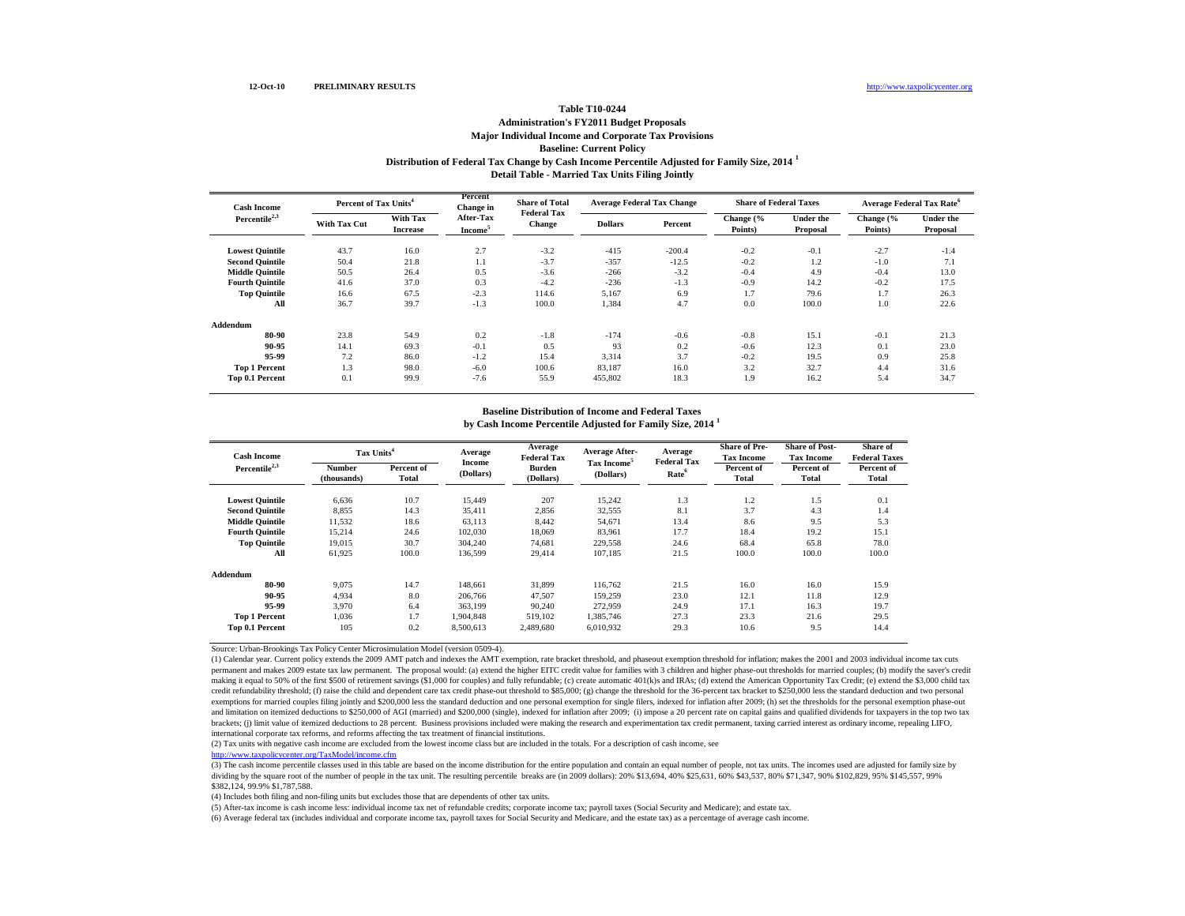12-Oct-10 PRELIMINARY RESULTS http://www.taxpolicycenter.org

**Table T10-0244**

**Administration's FY2011 Budget Proposals**

**Major Individual Income and Corporate Tax Provisions**

**Baseline: Current Policy**

**Distribution of Federal Tax Change by Cash Income Percentile Adjusted for Family Size, 2014 [1]**

**Detail Table - Married Tax Units Filing Jointly**

| Cash Income Percentile[2,3] | Percent of Tax Units[4] | | Percent Change in After-Tax Income[5] | Share of Total Federal Tax Change | Average Federal Tax Change | | Share of Federal Taxes | | Average Federal Tax Rate[6] | |
|---|---|---|---|---|---|---|---|---|---|---|
| | With Tax Cut | With Tax Increase | | | Dollars | Percent | Change (% Points) | Under the Proposal | Change (% Points) | Under the Proposal |
| Lowest Quintile | 43.7 | 16.0 | 2.7 | -3.2 | -415 | -200.4 | -0.2 | -0.1 | -2.7 | -1.4 |
| Second Quintile | 50.4 | 21.8 | 1.1 | -3.7 | -357 | -12.5 | -0.2 | 1.2 | -1.0 | 7.1 |
| Middle Quintile | 50.5 | 26.4 | 0.5 | -3.6 | -266 | -3.2 | -0.4 | 4.9 | -0.4 | 13.0 |
| Fourth Quintile | 41.6 | 37.0 | 0.3 | -4.2 | -236 | -1.3 | -0.9 | 14.2 | -0.2 | 17.5 |
| Top Quintile | 16.6 | 67.5 | -2.3 | 114.6 | 5,167 | 6.9 | 1.7 | 79.6 | 1.7 | 26.3 |
| All | 36.7 | 39.7 | -1.3 | 100.0 | 1,384 | 4.7 | 0.0 | 100.0 | 1.0 | 22.6 |
| **Addendum** | | | | | | | | | | |
| 80-90 | 23.8 | 54.9 | 0.2 | -1.8 | -174 | -0.6 | -0.8 | 15.1 | -0.1 | 21.3 |
| 90-95 | 14.1 | 69.3 | -0.1 | 0.5 | 93 | 0.2 | -0.6 | 12.3 | 0.1 | 23.0 |
| 95-99 | 7.2 | 86.0 | -1.2 | 15.4 | 3,314 | 3.7 | -0.2 | 19.5 | 0.9 | 25.8 |
| Top 1 Percent | 1.3 | 98.0 | -6.0 | 100.6 | 83,187 | 16.0 | 3.2 | 32.7 | 4.4 | 31.6 |
| Top 0.1 Percent | 0.1 | 99.9 | -7.6 | 55.9 | 455,802 | 18.3 | 1.9 | 16.2 | 5.4 | 34.7 |

**Baseline Distribution of Income and Federal Taxes**

**by Cash Income Percentile Adjusted for Family Size, 2014 [1]**

| Cash Income Percentile[2,3] | Tax Units[4] | | Average Income (Dollars) | Average Federal Tax Burden (Dollars) | Average After-Tax Income[5] (Dollars) | Average Federal Tax Rate[6] | Share of Pre-Tax Income | Share of Post-Tax Income | Share of Federal Taxes |
|---|---|---|---|---|---|---|---|---|---|
| | Number (thousands) | Percent of Total | | | | | Percent of Total | Percent of Total | Percent of Total |
| Lowest Quintile | 6,636 | 10.7 | 15,449 | 207 | 15,242 | 1.3 | 1.2 | 1.5 | 0.1 |
| Second Quintile | 8,855 | 14.3 | 35,411 | 2,856 | 32,555 | 8.1 | 3.7 | 4.3 | 1.4 |
| Middle Quintile | 11,532 | 18.6 | 63,113 | 8,442 | 54,671 | 13.4 | 8.6 | 9.5 | 5.3 |
| Fourth Quintile | 15,214 | 24.6 | 102,030 | 18,069 | 83,961 | 17.7 | 18.4 | 19.2 | 15.1 |
| Top Quintile | 19,015 | 30.7 | 304,240 | 74,681 | 229,558 | 24.6 | 68.4 | 65.8 | 78.0 |
| All | 61,925 | 100.0 | 136,599 | 29,414 | 107,185 | 21.5 | 100.0 | 100.0 | 100.0 |
| **Addendum** | | | | | | | | | |
| 80-90 | 9,075 | 14.7 | 148,661 | 31,899 | 116,762 | 21.5 | 16.0 | 16.0 | 15.9 |
| 90-95 | 4,934 | 8.0 | 206,766 | 47,507 | 159,259 | 23.0 | 12.1 | 11.8 | 12.9 |
| 95-99 | 3,970 | 6.4 | 363,199 | 90,240 | 272,959 | 24.9 | 17.1 | 16.3 | 19.7 |
| Top 1 Percent | 1,036 | 1.7 | 1,904,848 | 519,102 | 1,385,746 | 27.3 | 23.3 | 21.6 | 29.5 |
| Top 0.1 Percent | 105 | 0.2 | 8,500,613 | 2,489,680 | 6,010,932 | 29.3 | 10.6 | 9.5 | 14.4 |

Source: Urban-Brookings Tax Policy Center Microsimulation Model (version 0509-4).

(1) Calendar year. Current policy extends the 2009 AMT patch and indexes the AMT exemption, rate bracket threshold, and phaseout exemption threshold for inflation; makes the 2001 and 2003 individual income tax cuts permanent and makes 2009 estate tax law permanent. The proposal would: (a) extend the higher EITC credit value for families with 3 children and higher phase-out thresholds for married couples; (b) modify the saver's credit making it equal to 50% of the first $500 of retirement savings ($1,000 for couples) and fully refundable; (c) create automatic 401(k)s and IRAs; (d) extend the American Opportunity Tax Credit; (e) extend the $3,000 child tax credit refundability threshold; (f) raise the child and dependent care tax credit phase-out threshold to $85,000; (g) change the threshold for the 36-percent tax bracket to $250,000 less the standard deduction and two personal exemptions for married couples filing jointly and $200,000 less the standard deduction and one personal exemption for single filers, indexed for inflation after 2009; (h) set the thresholds for the personal exemption phase-out and limitation on itemized deductions to $250,000 of AGI (married) and $200,000 (single), indexed for inflation after 2009; (i) impose a 20 percent rate on capital gains and qualified dividends for taxpayers in the top two tax brackets; (j) limit value of itemized deductions to 28 percent. Business provisions included were making the research and experimentation tax credit permanent, taxing carried interest as ordinary income, repealing LIFO, international corporate tax reforms, and reforms affecting the tax treatment of financial institutions.

(2) Tax units with negative cash income are excluded from the lowest income class but are included in the totals. For a description of cash income, see http://www.taxpolicycenter.org/TaxModel/income.cfm

(3) The cash income percentile classes used in this table are based on the income distribution for the entire population and contain an equal number of people, not tax units. The incomes used are adjusted for family size by dividing by the square root of the number of people in the tax unit. The resulting percentile breaks are (in 2009 dollars): 20% $13,694, 40% $25,631, 60% $43,537, 80% $71,347, 90% $102,829, 95% $145,557, 99% $382,124, 99.9% $1,787,588.

(4) Includes both filing and non-filing units but excludes those that are dependents of other tax units.

(5) After-tax income is cash income less: individual income tax net of refundable credits; corporate income tax; payroll taxes (Social Security and Medicare); and estate tax.

(6) Average federal tax (includes individual and corporate income tax, payroll taxes for Social Security and Medicare, and the estate tax) as a percentage of average cash income.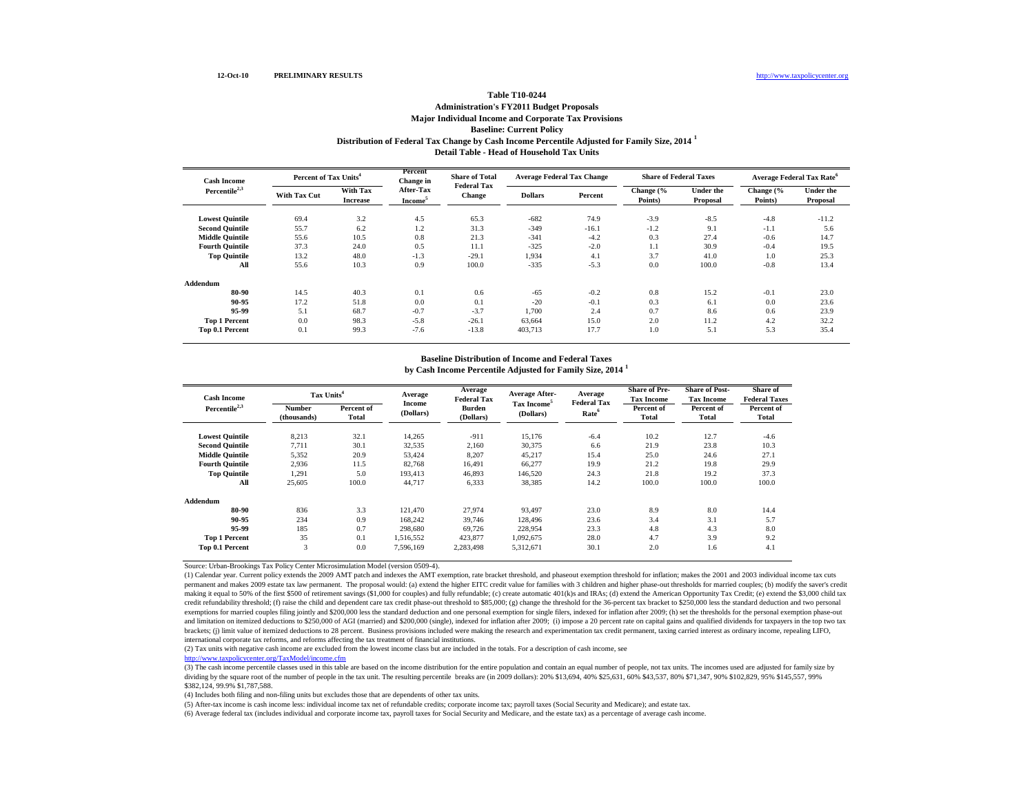12-Oct-10 **PRELIMINARY RESULTS** http://www.taxpolicycenter.org

**Table T10-0244**

**Administration's FY2011 Budget Proposals**

**Major Individual Income and Corporate Tax Provisions**

**Baseline: Current Policy**

**Distribution of Federal Tax Change by Cash Income Percentile Adjusted for Family Size, 2014 [1]**

**Detail Table - Head of Household Tax Units**

| Cash Income Percentile[2,3] | Percent of Tax Units[4] | | Percent Change in After-Tax Income[5] | Share of Total Federal Tax Change | Average Federal Tax Change | | Share of Federal Taxes | | Average Federal Tax Rate[6] | |
|---|---|---|---|---|---|---|---|---|---|---|
| | With Tax Cut | With Tax Increase | | | Dollars | Percent | Change (% Points) | Under the Proposal | Change (% Points) | Under the Proposal |
| Lowest Quintile | 69.4 | 3.2 | 4.5 | 65.3 | -682 | 74.9 | -3.9 | -8.5 | -4.8 | -11.2 |
| Second Quintile | 55.7 | 6.2 | 1.2 | 31.3 | -349 | -16.1 | -1.2 | 9.1 | -1.1 | 5.6 |
| Middle Quintile | 55.6 | 10.5 | 0.8 | 21.3 | -341 | -4.2 | 0.3 | 27.4 | -0.6 | 14.7 |
| Fourth Quintile | 37.3 | 24.0 | 0.5 | 11.1 | -325 | -2.0 | 1.1 | 30.9 | -0.4 | 19.5 |
| Top Quintile | 13.2 | 48.0 | -1.3 | -29.1 | 1,934 | 4.1 | 3.7 | 41.0 | 1.0 | 25.3 |
| All | 55.6 | 10.3 | 0.9 | 100.0 | -335 | -5.3 | 0.0 | 100.0 | -0.8 | 13.4 |
| **Addendum** | | | | | | | | | | |
| 80-90 | 14.5 | 40.3 | 0.1 | 0.6 | -65 | -0.2 | 0.8 | 15.2 | -0.1 | 23.0 |
| 90-95 | 17.2 | 51.8 | 0.0 | 0.1 | -20 | -0.1 | 0.3 | 6.1 | 0.0 | 23.6 |
| 95-99 | 5.1 | 68.7 | -0.7 | -3.7 | 1,700 | 2.4 | 0.7 | 8.6 | 0.6 | 23.9 |
| Top 1 Percent | 0.0 | 98.3 | -5.8 | -26.1 | 63,664 | 15.0 | 2.0 | 11.2 | 4.2 | 32.2 |
| Top 0.1 Percent | 0.1 | 99.3 | -7.6 | -13.8 | 403,713 | 17.7 | 1.0 | 5.1 | 5.3 | 35.4 |

**Baseline Distribution of Income and Federal Taxes**

**by Cash Income Percentile Adjusted for Family Size, 2014 [1]**

| Cash Income Percentile[2,3] | Tax Units[4] | | Average Income (Dollars) | Average Federal Tax Burden (Dollars) | Average After-Tax Income[5] (Dollars) | Average Federal Tax Rate[6] | Share of Pre-Tax Income | Share of Post-Tax Income | Share of Federal Taxes |
|---|---|---|---|---|---|---|---|---|---|
| | Number (thousands) | Percent of Total | | | | | Percent of Total | Percent of Total | Percent of Total |
| Lowest Quintile | 8,213 | 32.1 | 14,265 | -911 | 15,176 | -6.4 | 10.2 | 12.7 | -4.6 |
| Second Quintile | 7,711 | 30.1 | 32,535 | 2,160 | 30,375 | 6.6 | 21.9 | 23.8 | 10.3 |
| Middle Quintile | 5,352 | 20.9 | 53,424 | 8,207 | 45,217 | 15.4 | 25.0 | 24.6 | 27.1 |
| Fourth Quintile | 2,936 | 11.5 | 82,768 | 16,491 | 66,277 | 19.9 | 21.2 | 19.8 | 29.9 |
| Top Quintile | 1,291 | 5.0 | 193,413 | 46,893 | 146,520 | 24.3 | 21.8 | 19.2 | 37.3 |
| All | 25,605 | 100.0 | 44,717 | 6,333 | 38,385 | 14.2 | 100.0 | 100.0 | 100.0 |
| **Addendum** | | | | | | | | | |
| 80-90 | 836 | 3.3 | 121,470 | 27,974 | 93,497 | 23.0 | 8.9 | 8.0 | 14.4 |
| 90-95 | 234 | 0.9 | 168,242 | 39,746 | 128,496 | 23.6 | 3.4 | 3.1 | 5.7 |
| 95-99 | 185 | 0.7 | 298,680 | 69,726 | 228,954 | 23.3 | 4.8 | 4.3 | 8.0 |
| Top 1 Percent | 35 | 0.1 | 1,516,552 | 423,877 | 1,092,675 | 28.0 | 4.7 | 3.9 | 9.2 |
| Top 0.1 Percent | 3 | 0.0 | 7,596,169 | 2,283,498 | 5,312,671 | 30.1 | 2.0 | 1.6 | 4.1 |

Source: Urban-Brookings Tax Policy Center Microsimulation Model (version 0509-4).

(1) Calendar year. Current policy extends the 2009 AMT patch and indexes the AMT exemption, rate bracket threshold, and phaseout exemption threshold for inflation; makes the 2001 and 2003 individual income tax cuts permanent and makes 2009 estate tax law permanent. The proposal would: (a) extend the higher EITC credit value for families with 3 children and higher phase-out thresholds for married couples; (b) modify the saver's credit making it equal to 50% of the first $500 of retirement savings ($1,000 for couples) and fully refundable; (c) create automatic 401(k)s and IRAs; (d) extend the American Opportunity Tax Credit; (e) extend the $3,000 child tax credit refundability threshold; (f) raise the child and dependent care tax credit phase-out threshold to $85,000; (g) change the threshold for the 36-percent tax bracket to $250,000 less the standard deduction and two personal exemptions for married couples filing jointly and $200,000 less the standard deduction and one personal exemption for single filers, indexed for inflation after 2009; (h) set the thresholds for the personal exemption phase-out and limitation on itemized deductions to $250,000 of AGI (married) and $200,000 (single), indexed for inflation after 2009; (i) impose a 20 percent rate on capital gains and qualified dividends for taxpayers in the top two tax brackets; (j) limit value of itemized deductions to 28 percent. Business provisions included were making the research and experimentation tax credit permanent, taxing carried interest as ordinary income, repealing LIFO, international corporate tax reforms, and reforms affecting the tax treatment of financial institutions.

(2) Tax units with negative cash income are excluded from the lowest income class but are included in the totals. For a description of cash income, see http://www.taxpolicycenter.org/TaxModel/income.cfm

(3) The cash income percentile classes used in this table are based on the income distribution for the entire population and contain an equal number of people, not tax units. The incomes used are adjusted for family size by dividing by the square root of the number of people in the tax unit. The resulting percentile breaks are (in 2009 dollars): 20% $13,694, 40% $25,631, 60% $43,537, 80% $71,347, 90% $102,829, 95% $145,557, 99% $382,124, 99.9% $1,787,588.

(4) Includes both filing and non-filing units but excludes those that are dependents of other tax units.

(5) After-tax income is cash income less: individual income tax net of refundable credits; corporate income tax; payroll taxes (Social Security and Medicare); and estate tax.

(6) Average federal tax (includes individual and corporate income tax, payroll taxes for Social Security and Medicare, and the estate tax) as a percentage of average cash income.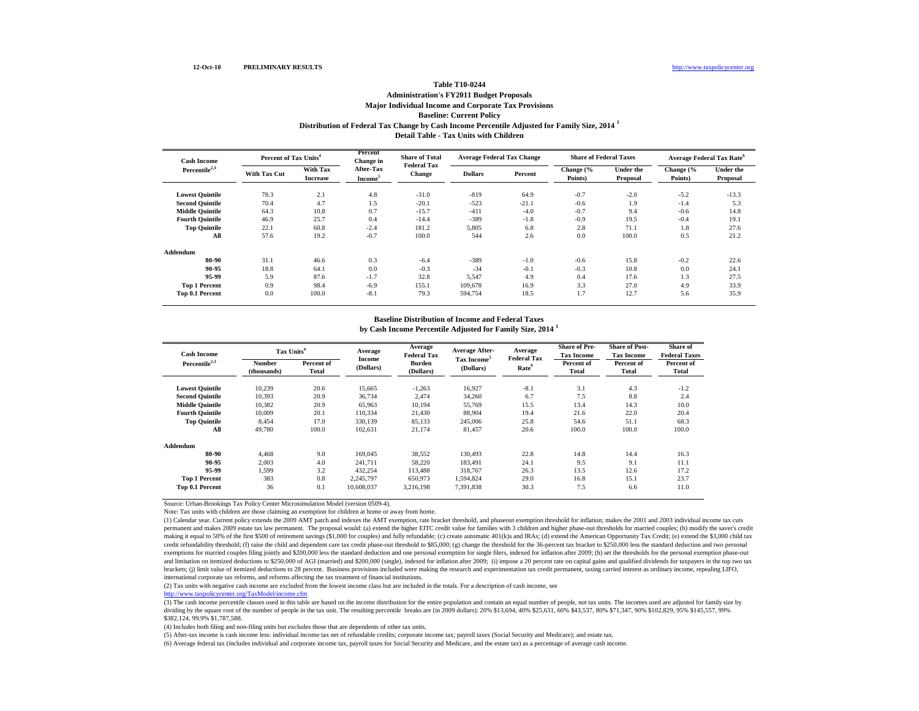12-Oct-10 **PRELIMINARY RESULTS** http://www.taxpolicycenter.org

**Table T10-0244**
**Administration's FY2011 Budget Proposals**
**Major Individual Income and Corporate Tax Provisions**
**Baseline: Current Policy**
**Distribution of Federal Tax Change by Cash Income Percentile Adjusted for Family Size, 2014 [1]**
**Detail Table - Tax Units with Children**

| Cash Income Percentile[2,3] | Percent of Tax Units[4] | | Percent Change in After-Tax Income[5] | Share of Total Federal Tax Change | Average Federal Tax Change | | Share of Federal Taxes | | Average Federal Tax Rate[6] | |
|---|---|---|---|---|---|---|---|---|---|---|
| | With Tax Cut | With Tax Increase | | | Dollars | Percent | Change (% Points) | Under the Proposal | Change (% Points) | Under the Proposal |
| Lowest Quintile | 78.3 | 2.1 | 4.8 | -31.0 | -819 | 64.9 | -0.7 | -2.0 | -5.2 | -13.3 |
| Second Quintile | 70.4 | 4.7 | 1.5 | -20.1 | -523 | -21.1 | -0.6 | 1.9 | -1.4 | 5.3 |
| Middle Quintile | 64.3 | 10.8 | 0.7 | -15.7 | -411 | -4.0 | -0.7 | 9.4 | -0.6 | 14.8 |
| Fourth Quintile | 46.9 | 25.7 | 0.4 | -14.4 | -389 | -1.8 | -0.9 | 19.5 | -0.4 | 19.1 |
| Top Quintile | 22.1 | 60.8 | -2.4 | 181.2 | 5,805 | 6.8 | 2.8 | 71.1 | 1.8 | 27.6 |
| All | 57.6 | 19.2 | -0.7 | 100.0 | 544 | 2.6 | 0.0 | 100.0 | 0.5 | 21.2 |
| **Addendum** | | | | | | | | | | |
| 80-90 | 31.1 | 46.6 | 0.3 | -6.4 | -389 | -1.0 | -0.6 | 15.8 | -0.2 | 22.6 |
| 90-95 | 18.8 | 64.1 | 0.0 | -0.3 | -34 | -0.1 | -0.3 | 10.8 | 0.0 | 24.1 |
| 95-99 | 5.9 | 87.6 | -1.7 | 32.8 | 5,547 | 4.9 | 0.4 | 17.6 | 1.3 | 27.5 |
| Top 1 Percent | 0.9 | 98.4 | -6.9 | 155.1 | 109,678 | 16.9 | 3.3 | 27.0 | 4.9 | 33.9 |
| Top 0.1 Percent | 0.0 | 100.0 | -8.1 | 79.3 | 594,754 | 18.5 | 1.7 | 12.7 | 5.6 | 35.9 |

**Baseline Distribution of Income and Federal Taxes**
**by Cash Income Percentile Adjusted for Family Size, 2014 [1]**

| Cash Income Percentile[2,3] | Tax Units[4] | | Average Income (Dollars) | Average Federal Tax Burden (Dollars) | Average After-Tax Income[5] (Dollars) | Average Federal Tax Rate[6] | Share of Pre-Tax Income | Share of Post-Tax Income | Share of Federal Taxes |
|---|---|---|---|---|---|---|---|---|---|
| | Number (thousands) | Percent of Total | | | | | Percent of Total | Percent of Total | Percent of Total |
| Lowest Quintile | 10,239 | 20.6 | 15,665 | -1,263 | 16,927 | -8.1 | 3.1 | 4.3 | -1.2 |
| Second Quintile | 10,393 | 20.9 | 36,734 | 2,474 | 34,260 | 6.7 | 7.5 | 8.8 | 2.4 |
| Middle Quintile | 10,382 | 20.9 | 65,963 | 10,194 | 55,769 | 15.5 | 13.4 | 14.3 | 10.0 |
| Fourth Quintile | 10,009 | 20.1 | 110,334 | 21,430 | 88,904 | 19.4 | 21.6 | 22.0 | 20.4 |
| Top Quintile | 8,454 | 17.0 | 330,139 | 85,133 | 245,006 | 25.8 | 54.6 | 51.1 | 68.3 |
| All | 49,780 | 100.0 | 102,631 | 21,174 | 81,457 | 20.6 | 100.0 | 100.0 | 100.0 |
| **Addendum** | | | | | | | | | |
| 80-90 | 4,468 | 9.0 | 169,045 | 38,552 | 130,493 | 22.8 | 14.8 | 14.4 | 16.3 |
| 90-95 | 2,003 | 4.0 | 241,711 | 58,220 | 183,491 | 24.1 | 9.5 | 9.1 | 11.1 |
| 95-99 | 1,599 | 3.2 | 432,254 | 113,488 | 318,767 | 26.3 | 13.5 | 12.6 | 17.2 |
| Top 1 Percent | 383 | 0.8 | 2,245,797 | 650,973 | 1,594,824 | 29.0 | 16.8 | 15.1 | 23.7 |
| Top 0.1 Percent | 36 | 0.1 | 10,608,037 | 3,216,198 | 7,391,838 | 30.3 | 7.5 | 6.6 | 11.0 |

Source: Urban-Brookings Tax Policy Center Microsimulation Model (version 0509-4).

Note: Tax units with children are those claiming an exemption for children at home or away from home.

(1) Calendar year. Current policy extends the 2009 AMT patch and indexes the AMT exemption, rate bracket threshold, and phaseout exemption threshold for inflation; makes the 2001 and 2003 individual income tax cuts permanent and makes 2009 estate tax law permanent. The proposal would: (a) extend the higher EITC credit value for families with 3 children and higher phase-out thresholds for married couples; (b) modify the saver's credit making it equal to 50% of the first $500 of retirement savings ($1,000 for couples) and fully refundable; (c) create automatic 401(k)s and IRAs; (d) extend the American Opportunity Tax Credit; (e) extend the $3,000 child tax credit refundability threshold; (f) raise the child and dependent care tax credit phase-out threshold to $85,000; (g) change the threshold for the 36-percent tax bracket to $250,000 less the standard deduction and two personal exemptions for married couples filing jointly and $200,000 less the standard deduction and one personal exemption for single filers, indexed for inflation after 2009; (h) set the thresholds for the personal exemption phase-out and limitation on itemized deductions to $250,000 of AGI (married) and $200,000 (single), indexed for inflation after 2009; (i) impose a 20 percent rate on capital gains and qualified dividends for taxpayers in the top two tax brackets; (j) limit value of itemized deductions to 28 percent. Business provisions included were making the research and experimentation tax credit permanent, taxing carried interest as ordinary income, repealing LIFO, international corporate tax reforms, and reforms affecting the tax treatment of financial institutions.

(2) Tax units with negative cash income are excluded from the lowest income class but are included in the totals. For a description of cash income, see http://www.taxpolicycenter.org/TaxModel/income.cfm

(3) The cash income percentile classes used in this table are based on the income distribution for the entire population and contain an equal number of people, not tax units. The incomes used are adjusted for family size by dividing by the square root of the number of people in the tax unit. The resulting percentile breaks are (in 2009 dollars): 20% $13,694, 40% $25,631, 60% $43,537, 80% $71,347, 90% $102,829, 95% $145,557, 99% $382,124, 99.9% $1,787,588.

(4) Includes both filing and non-filing units but excludes those that are dependents of other tax units.

(5) After-tax income is cash income less: individual income tax net of refundable credits; corporate income tax; payroll taxes (Social Security and Medicare); and estate tax.

(6) Average federal tax (includes individual and corporate income tax, payroll taxes for Social Security and Medicare, and the estate tax) as a percentage of average cash income.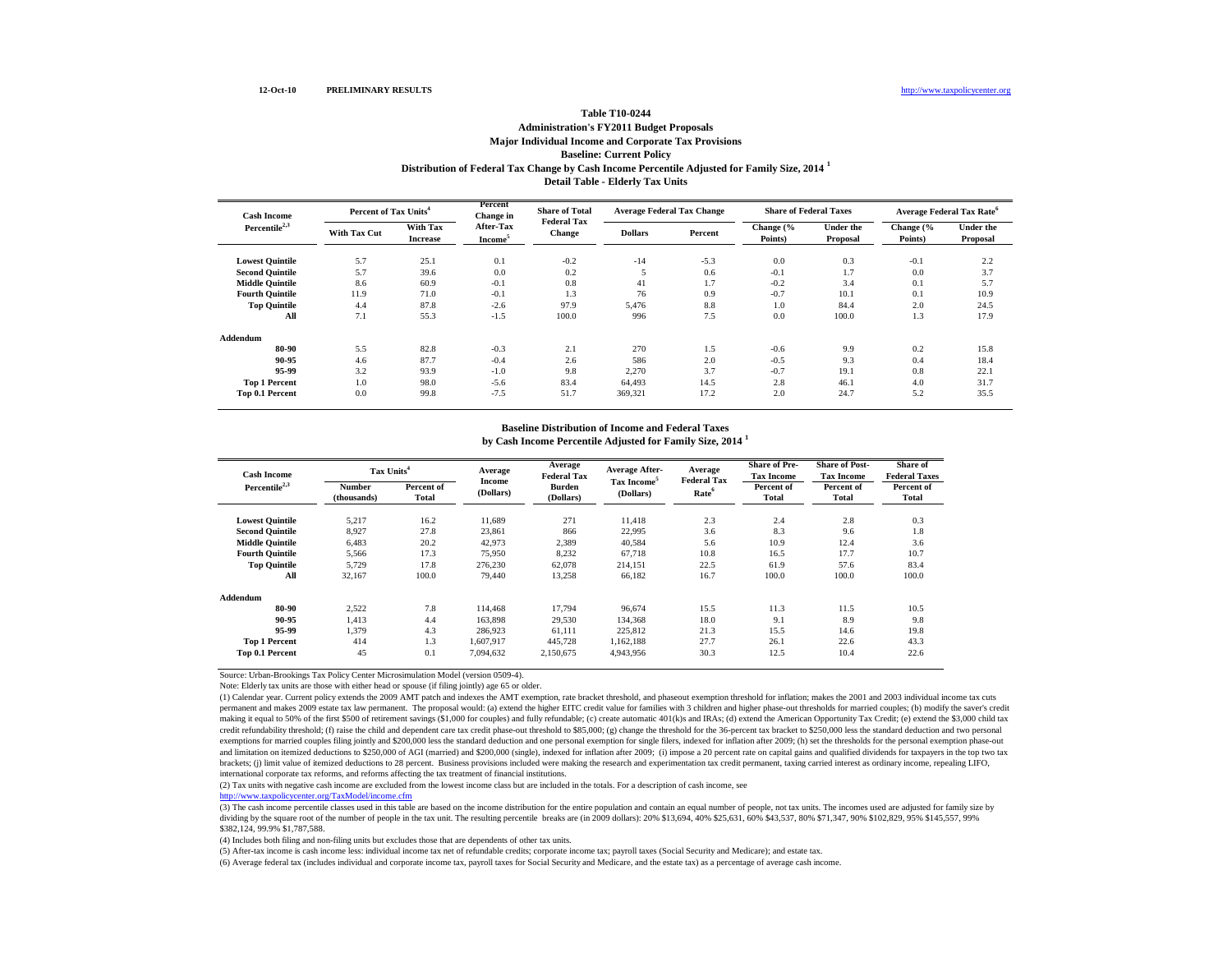12-Oct-10 PRELIMINARY RESULTS http://www.taxpolicycenter.org

**Table T10-0244**

**Administration's FY2011 Budget Proposals**

**Major Individual Income and Corporate Tax Provisions**

**Baseline: Current Policy**

**Distribution of Federal Tax Change by Cash Income Percentile Adjusted for Family Size, 2014 [1]**

**Detail Table - Elderly Tax Units**

| Cash Income Percentile[2,3] | Percent of Tax Units[4] | | Percent Change in After-Tax Income[5] | Share of Total Federal Tax Change | Average Federal Tax Change | | Share of Federal Taxes | | Average Federal Tax Rate[6] | |
|---|---|---|---|---|---|---|---|---|---|---|
| | With Tax Cut | With Tax Increase | | | Dollars | Percent | Change (% Points) | Under the Proposal | Change (% Points) | Under the Proposal |
| Lowest Quintile | 5.7 | 25.1 | 0.1 | -0.2 | -14 | -5.3 | 0.0 | 0.3 | -0.1 | 2.2 |
| Second Quintile | 5.7 | 39.6 | 0.0 | 0.2 | 5 | 0.6 | -0.1 | 1.7 | 0.0 | 3.7 |
| Middle Quintile | 8.6 | 60.9 | -0.1 | 0.8 | 41 | 1.7 | -0.2 | 3.4 | 0.1 | 5.7 |
| Fourth Quintile | 11.9 | 71.0 | -0.1 | 1.3 | 76 | 0.9 | -0.7 | 10.1 | 0.1 | 10.9 |
| Top Quintile | 4.4 | 87.8 | -2.6 | 97.9 | 5,476 | 8.8 | 1.0 | 84.4 | 2.0 | 24.5 |
| All | 7.1 | 55.3 | -1.5 | 100.0 | 996 | 7.5 | 0.0 | 100.0 | 1.3 | 17.9 |
| Addendum | | | | | | | | | | |
| 80-90 | 5.5 | 82.8 | -0.3 | 2.1 | 270 | 1.5 | -0.6 | 9.9 | 0.2 | 15.8 |
| 90-95 | 4.6 | 87.7 | -0.4 | 2.6 | 586 | 2.0 | -0.5 | 9.3 | 0.4 | 18.4 |
| 95-99 | 3.2 | 93.9 | -1.0 | 9.8 | 2,270 | 3.7 | -0.7 | 19.1 | 0.8 | 22.1 |
| Top 1 Percent | 1.0 | 98.0 | -5.6 | 83.4 | 64,493 | 14.5 | 2.8 | 46.1 | 4.0 | 31.7 |
| Top 0.1 Percent | 0.0 | 99.8 | -7.5 | 51.7 | 369,321 | 17.2 | 2.0 | 24.7 | 5.2 | 35.5 |

**Baseline Distribution of Income and Federal Taxes**

**by Cash Income Percentile Adjusted for Family Size, 2014 [1]**

| Cash Income Percentile[2,3] | Tax Units[4] | | Average Income (Dollars) | Average Federal Tax Burden (Dollars) | Average After-Tax Income[5] (Dollars) | Average Federal Tax Rate[6] | Share of Pre-Tax Income | Share of Post-Tax Income | Share of Federal Taxes |
|---|---|---|---|---|---|---|---|---|---|
| | Number (thousands) | Percent of Total | | | | | Percent of Total | Percent of Total | Percent of Total |
| Lowest Quintile | 5,217 | 16.2 | 11,689 | 271 | 11,418 | 2.3 | 2.4 | 2.8 | 0.3 |
| Second Quintile | 8,927 | 27.8 | 23,861 | 866 | 22,995 | 3.6 | 8.3 | 9.6 | 1.8 |
| Middle Quintile | 6,483 | 20.2 | 42,973 | 2,389 | 40,584 | 5.6 | 10.9 | 12.4 | 3.6 |
| Fourth Quintile | 5,566 | 17.3 | 75,950 | 8,232 | 67,718 | 10.8 | 16.5 | 17.7 | 10.7 |
| Top Quintile | 5,729 | 17.8 | 276,230 | 62,078 | 214,151 | 22.5 | 61.9 | 57.6 | 83.4 |
| All | 32,167 | 100.0 | 79,440 | 13,258 | 66,182 | 16.7 | 100.0 | 100.0 | 100.0 |
| Addendum | | | | | | | | | |
| 80-90 | 2,522 | 7.8 | 114,468 | 17,794 | 96,674 | 15.5 | 11.3 | 11.5 | 10.5 |
| 90-95 | 1,413 | 4.4 | 163,898 | 29,530 | 134,368 | 18.0 | 9.1 | 8.9 | 9.8 |
| 95-99 | 1,379 | 4.3 | 286,923 | 61,111 | 225,812 | 21.3 | 15.5 | 14.6 | 19.8 |
| Top 1 Percent | 414 | 1.3 | 1,607,917 | 445,728 | 1,162,188 | 27.7 | 26.1 | 22.6 | 43.3 |
| Top 0.1 Percent | 45 | 0.1 | 7,094,632 | 2,150,675 | 4,943,956 | 30.3 | 12.5 | 10.4 | 22.6 |

Source: Urban-Brookings Tax Policy Center Microsimulation Model (version 0509-4).

Note: Elderly tax units are those with either head or spouse (if filing jointly) age 65 or older.

(1) Calendar year. Current policy extends the 2009 AMT patch and indexes the AMT exemption, rate bracket threshold, and phaseout exemption threshold for inflation; makes the 2001 and 2003 individual income tax cuts permanent and makes 2009 estate tax law permanent. The proposal would: (a) extend the higher EITC credit value for families with 3 children and higher phase-out thresholds for married couples; (b) modify the saver's credit making it equal to 50% of the first $500 of retirement savings ($1,000 for couples) and fully refundable; (c) create automatic 401(k)s and IRAs; (d) extend the American Opportunity Tax Credit; (e) extend the $3,000 child tax credit refundability threshold; (f) raise the child and dependent care tax credit phase-out threshold to $85,000; (g) change the threshold for the 36-percent tax bracket to $250,000 less the standard deduction and two personal exemptions for married couples filing jointly and $200,000 less the standard deduction and one personal exemption for single filers, indexed for inflation after 2009; (h) set the thresholds for the personal exemption phase-out and limitation on itemized deductions to $250,000 of AGI (married) and $200,000 (single), indexed for inflation after 2009; (i) impose a 20 percent rate on capital gains and qualified dividends for taxpayers in the top two tax brackets; (j) limit value of itemized deductions to 28 percent. Business provisions included were making the research and experimentation tax credit permanent, taxing carried interest as ordinary income, repealing LIFO, international corporate tax reforms, and reforms affecting the tax treatment of financial institutions.

(2) Tax units with negative cash income are excluded from the lowest income class but are included in the totals. For a description of cash income, see http://www.taxpolicycenter.org/TaxModel/income.cfm

(3) The cash income percentile classes used in this table are based on the income distribution for the entire population and contain an equal number of people, not tax units. The incomes used are adjusted for family size by dividing by the square root of the number of people in the tax unit. The resulting percentile breaks are (in 2009 dollars): 20% $13,694, 40% $25,631, 60% $43,537, 80% $71,347, 90% $102,829, 95% $145,557, 99% $382,124, 99.9% $1,787,588.

(4) Includes both filing and non-filing units but excludes those that are dependents of other tax units.

(5) After-tax income is cash income less: individual income tax net of refundable credits; corporate income tax; payroll taxes (Social Security and Medicare); and estate tax.

(6) Average federal tax (includes individual and corporate income tax, payroll taxes for Social Security and Medicare, and the estate tax) as a percentage of average cash income.